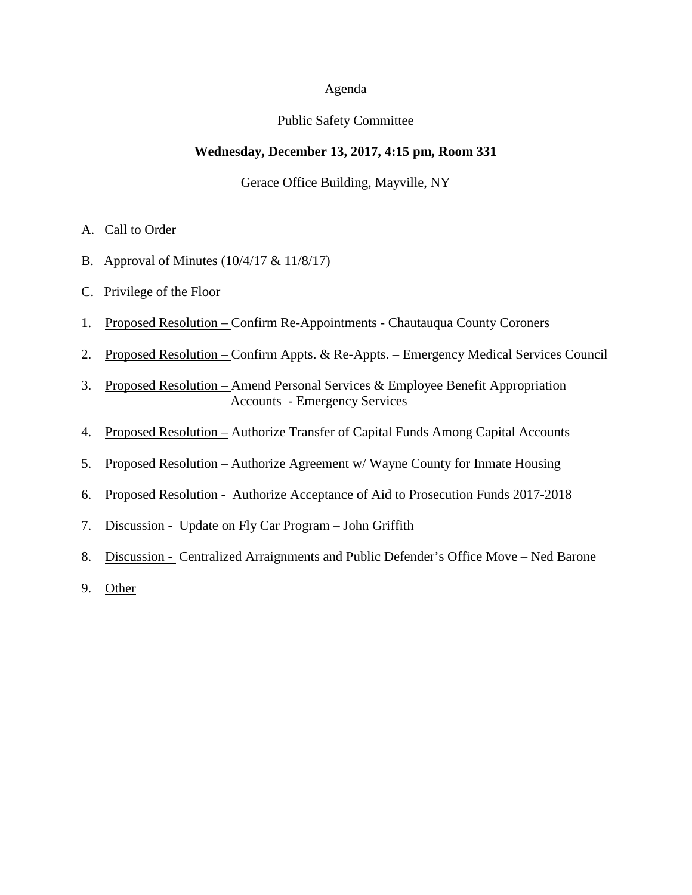Agenda

Public Safety Committee

**Wednesday, December 13, 2017, 4:15 pm, Room 331**

Gerace Office Building, Mayville, NY

A. Call to Order

B. Approval of Minutes (10/4/17 & 11/8/17)

C. Privilege of the Floor

1. Proposed Resolution – Confirm Re-Appointments - Chautauqua County Coroners

2. Proposed Resolution – Confirm Appts. & Re-Appts. – Emergency Medical Services Council

3. Proposed Resolution – Amend Personal Services & Employee Benefit Appropriation Accounts - Emergency Services

4. Proposed Resolution – Authorize Transfer of Capital Funds Among Capital Accounts

5. Proposed Resolution – Authorize Agreement w/ Wayne County for Inmate Housing

6. Proposed Resolution - Authorize Acceptance of Aid to Prosecution Funds 2017-2018

7. Discussion - Update on Fly Car Program – John Griffith

8. Discussion - Centralized Arraignments and Public Defender's Office Move – Ned Barone

9. Other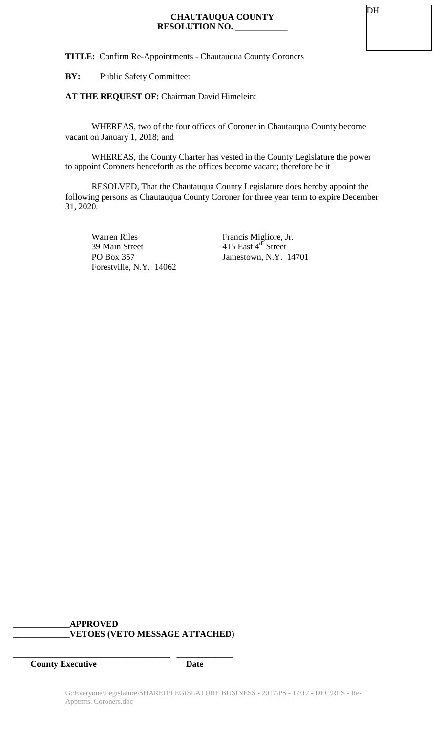DH

**CHAUTAUQUA COUNTY**
**RESOLUTION NO. ____________**

**TITLE:** Confirm Re-Appointments - Chautauqua County Coroners

**BY:** Public Safety Committee:

**AT THE REQUEST OF:** Chairman David Himelein:

WHEREAS, two of the four offices of Coroner in Chautauqua County become vacant on January 1, 2018; and

WHEREAS, the County Charter has vested in the County Legislature the power to appoint Coroners henceforth as the offices become vacant; therefore be it

RESOLVED, That the Chautauqua County Legislature does hereby appoint the following persons as Chautauqua County Coroner for three year term to expire December 31, 2020.

Warren Riles
39 Main Street
PO Box 357
Forestville, N.Y. 14062

Francis Migliore, Jr.
415 East 4th Street
Jamestown, N.Y. 14701

_____________**APPROVED**
_____________**VETOES (VETO MESSAGE ATTACHED)**

____________________________________ _____________
**County Executive** **Date**

G:\Everyone\Legislature\SHARED\LEGISLATURE BUSINESS - 2017\PS - 17\12 - DEC\RES - Re-Apptmts. Coroners.doc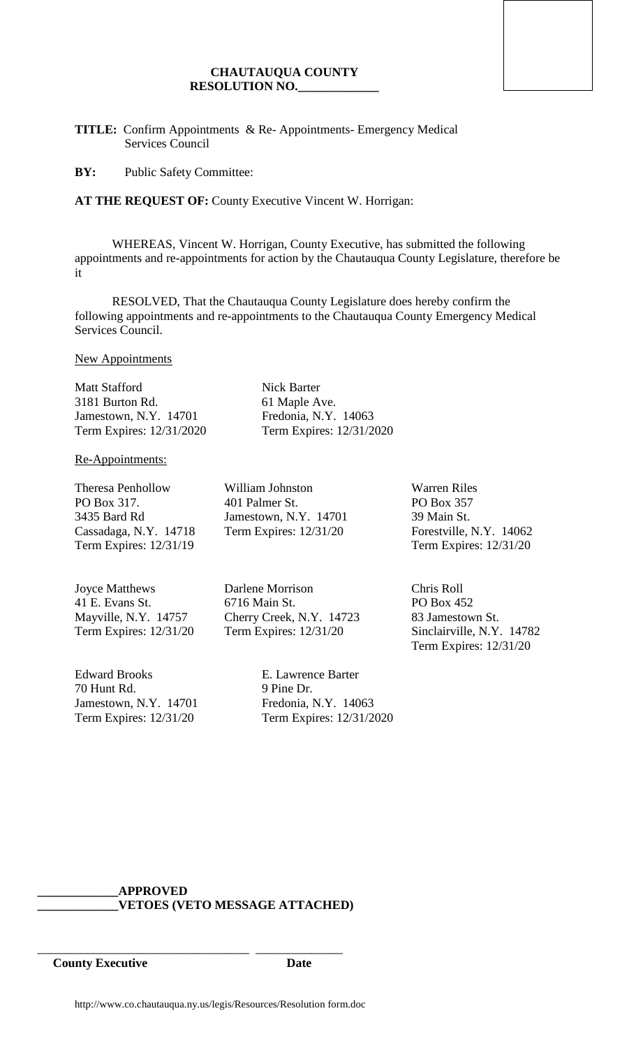**CHAUTAUQUA COUNTY**
**RESOLUTION NO.____________**

**TITLE:** Confirm Appointments & Re- Appointments- Emergency Medical Services Council

**BY:** Public Safety Committee:

**AT THE REQUEST OF:** County Executive Vincent W. Horrigan:

WHEREAS, Vincent W. Horrigan, County Executive, has submitted the following appointments and re-appointments for action by the Chautauqua County Legislature, therefore be it

RESOLVED, That the Chautauqua County Legislature does hereby confirm the following appointments and re-appointments to the Chautauqua County Emergency Medical Services Council.

New Appointments

Matt Stafford
3181 Burton Rd.
Jamestown, N.Y. 14701
Term Expires: 12/31/2020

Nick Barter
61 Maple Ave.
Fredonia, N.Y. 14063
Term Expires: 12/31/2020

Re-Appointments:

Theresa Penhollow
PO Box 317.
3435 Bard Rd
Cassadaga, N.Y. 14718
Term Expires: 12/31/19

William Johnston
401 Palmer St.
Jamestown, N.Y. 14701
Term Expires: 12/31/20

Warren Riles
PO Box 357
39 Main St.
Forestville, N.Y. 14062
Term Expires: 12/31/20

Joyce Matthews
41 E. Evans St.
Mayville, N.Y. 14757
Term Expires: 12/31/20

Darlene Morrison
6716 Main St.
Cherry Creek, N.Y. 14723
Term Expires: 12/31/20

Chris Roll
PO Box 452
83 Jamestown St.
Sinclairville, N.Y. 14782
Term Expires: 12/31/20

Edward Brooks
70 Hunt Rd.
Jamestown, N.Y. 14701
Term Expires: 12/31/20

E. Lawrence Barter
9 Pine Dr.
Fredonia, N.Y. 14063
Term Expires: 12/31/2020

**____________APPROVED**
**____________VETOES (VETO MESSAGE ATTACHED)**

_________________________________ ______________
**County Executive** **Date**

http://www.co.chautauqua.ny.us/legis/Resources/Resolution form.doc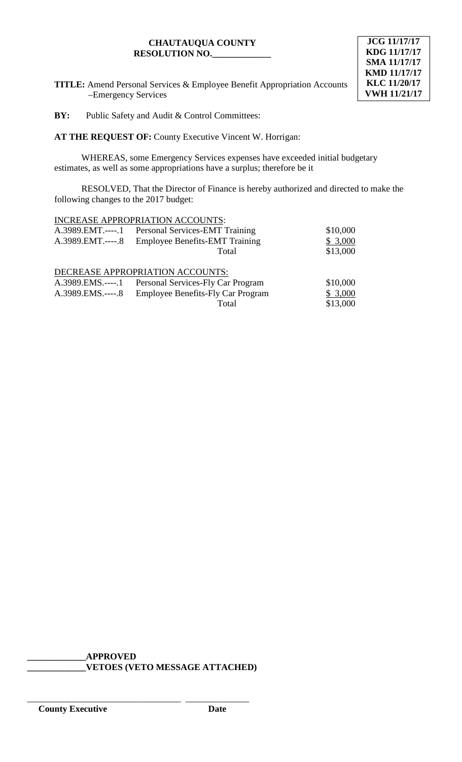**CHAUTAUQUA COUNTY**
**RESOLUTION NO.____________**

**JCG 11/17/17**
**KDG 11/17/17**
**SMA 11/17/17**
**KMD 11/17/17**
**KLC 11/20/17**
**VWH 11/21/17**

**TITLE:** Amend Personal Services & Employee Benefit Appropriation Accounts –Emergency Services

**BY:** Public Safety and Audit & Control Committees:

**AT THE REQUEST OF:** County Executive Vincent W. Horrigan:

WHEREAS, some Emergency Services expenses have exceeded initial budgetary estimates, as well as some appropriations have a surplus; therefore be it

RESOLVED, That the Director of Finance is hereby authorized and directed to make the following changes to the 2017 budget:

INCREASE APPROPRIATION ACCOUNTS:

| | | |
|---|---|---|
| A.3989.EMT.----.1 | Personal Services-EMT Training | $10,000 |
| A.3989.EMT.----.8 | Employee Benefits-EMT Training | $ 3,000 |
| | Total | $13,000 |

DECREASE APPROPRIATION ACCOUNTS:

| | | |
|---|---|---|
| A.3989.EMS.----.1 | Personal Services-Fly Car Program | $10,000 |
| A.3989.EMS.----.8 | Employee Benefits-Fly Car Program | $ 3,000 |
| | Total | $13,000 |

**____________APPROVED**
**____________VETOES (VETO MESSAGE ATTACHED)**

______________________________ ____________
**County Executive** **Date**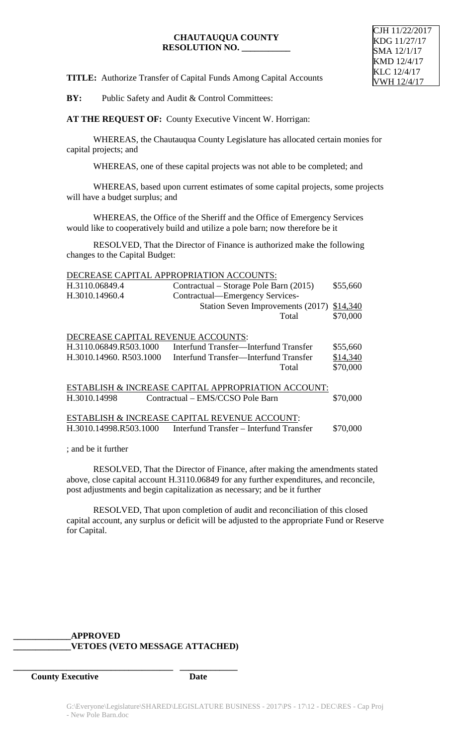**CHAUTAUQUA COUNTY**
**RESOLUTION NO. \_\_\_\_\_\_\_\_\_\_\_**

CJH 11/22/2017
KDG 11/27/17
SMA 12/1/17
KMD 12/4/17
KLC 12/4/17
VWH 12/4/17

**TITLE:** Authorize Transfer of Capital Funds Among Capital Accounts

**BY:** Public Safety and Audit & Control Committees:

**AT THE REQUEST OF:** County Executive Vincent W. Horrigan:

WHEREAS, the Chautauqua County Legislature has allocated certain monies for capital projects; and

WHEREAS, one of these capital projects was not able to be completed; and

WHEREAS, based upon current estimates of some capital projects, some projects will have a budget surplus; and

WHEREAS, the Office of the Sheriff and the Office of Emergency Services would like to cooperatively build and utilize a pole barn; now therefore be it

RESOLVED, That the Director of Finance is authorized make the following changes to the Capital Budget:

DECREASE CAPITAL APPROPRIATION ACCOUNTS:

| | | |
|---|---|---|
| H.3110.06849.4 | Contractual – Storage Pole Barn (2015) | $55,660 |
| H.3010.14960.4 | Contractual—Emergency Services-Station Seven Improvements (2017) | $14,340 |
| | Total | $70,000 |

DECREASE CAPITAL REVENUE ACCOUNTS:

| | | |
|---|---|---|
| H.3110.06849.R503.1000 | Interfund Transfer—Interfund Transfer | $55,660 |
| H.3010.14960. R503.1000 | Interfund Transfer—Interfund Transfer | $14,340 |
| | Total | $70,000 |

ESTABLISH & INCREASE CAPITAL APPROPRIATION ACCOUNT:

| | | |
|---|---|---|
| H.3010.14998 | Contractual – EMS/CCSO Pole Barn | $70,000 |

ESTABLISH & INCREASE CAPITAL REVENUE ACCOUNT:

| | | |
|---|---|---|
| H.3010.14998.R503.1000 | Interfund Transfer – Interfund Transfer | $70,000 |

; and be it further

RESOLVED, That the Director of Finance, after making the amendments stated above, close capital account H.3110.06849 for any further expenditures, and reconcile, post adjustments and begin capitalization as necessary; and be it further

RESOLVED, That upon completion of audit and reconciliation of this closed capital account, any surplus or deficit will be adjusted to the appropriate Fund or Reserve for Capital.

\_\_\_\_\_\_\_\_\_\_\_\_\_**APPROVED**
\_\_\_\_\_\_\_\_\_\_\_\_\_**VETOES (VETO MESSAGE ATTACHED)**

\_\_\_\_\_\_\_\_\_\_\_\_\_\_\_\_\_\_\_\_\_\_\_\_\_\_\_\_\_\_\_\_\_\_\_\_ \_\_\_\_\_\_\_\_\_\_\_\_\_
**County Executive** **Date**

G:\Everyone\Legislature\SHARED\LEGISLATURE BUSINESS - 2017\PS - 17\12 - DEC\RES - Cap Proj - New Pole Barn.doc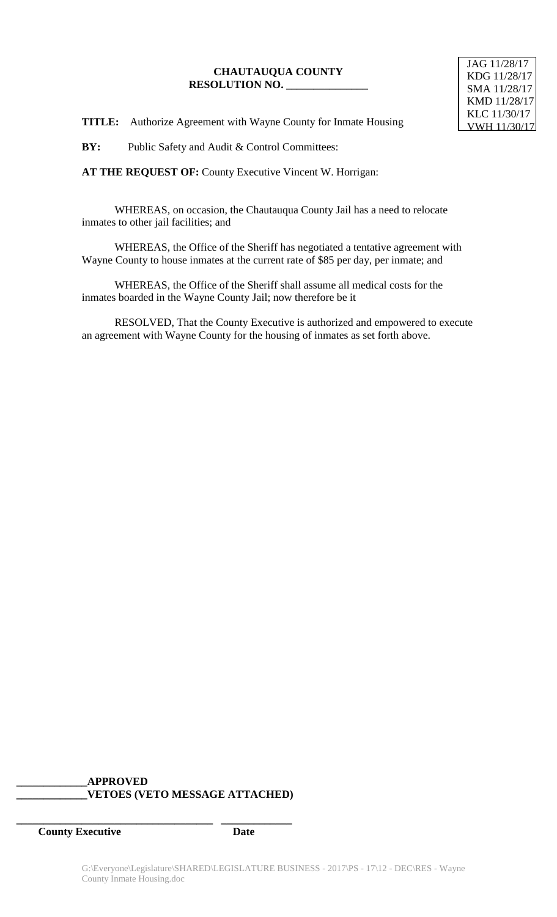JAG 11/28/17
KDG 11/28/17
SMA 11/28/17
KMD 11/28/17
KLC 11/30/17
VWH 11/30/17

**CHAUTAUQUA COUNTY**
**RESOLUTION NO. _______________**

**TITLE:** Authorize Agreement with Wayne County for Inmate Housing

**BY:** Public Safety and Audit & Control Committees:

**AT THE REQUEST OF:** County Executive Vincent W. Horrigan:

WHEREAS, on occasion, the Chautauqua County Jail has a need to relocate inmates to other jail facilities; and

WHEREAS, the Office of the Sheriff has negotiated a tentative agreement with Wayne County to house inmates at the current rate of $85 per day, per inmate; and

WHEREAS, the Office of the Sheriff shall assume all medical costs for the inmates boarded in the Wayne County Jail; now therefore be it

RESOLVED, That the County Executive is authorized and empowered to execute an agreement with Wayne County for the housing of inmates as set forth above.

**_____________APPROVED**
**_____________VETOES (VETO MESSAGE ATTACHED)**

**____________________________________ _____________**
**County Executive Date**

G:\Everyone\Legislature\SHARED\LEGISLATURE BUSINESS - 2017\PS - 17\12 - DEC\RES - Wayne County Inmate Housing.doc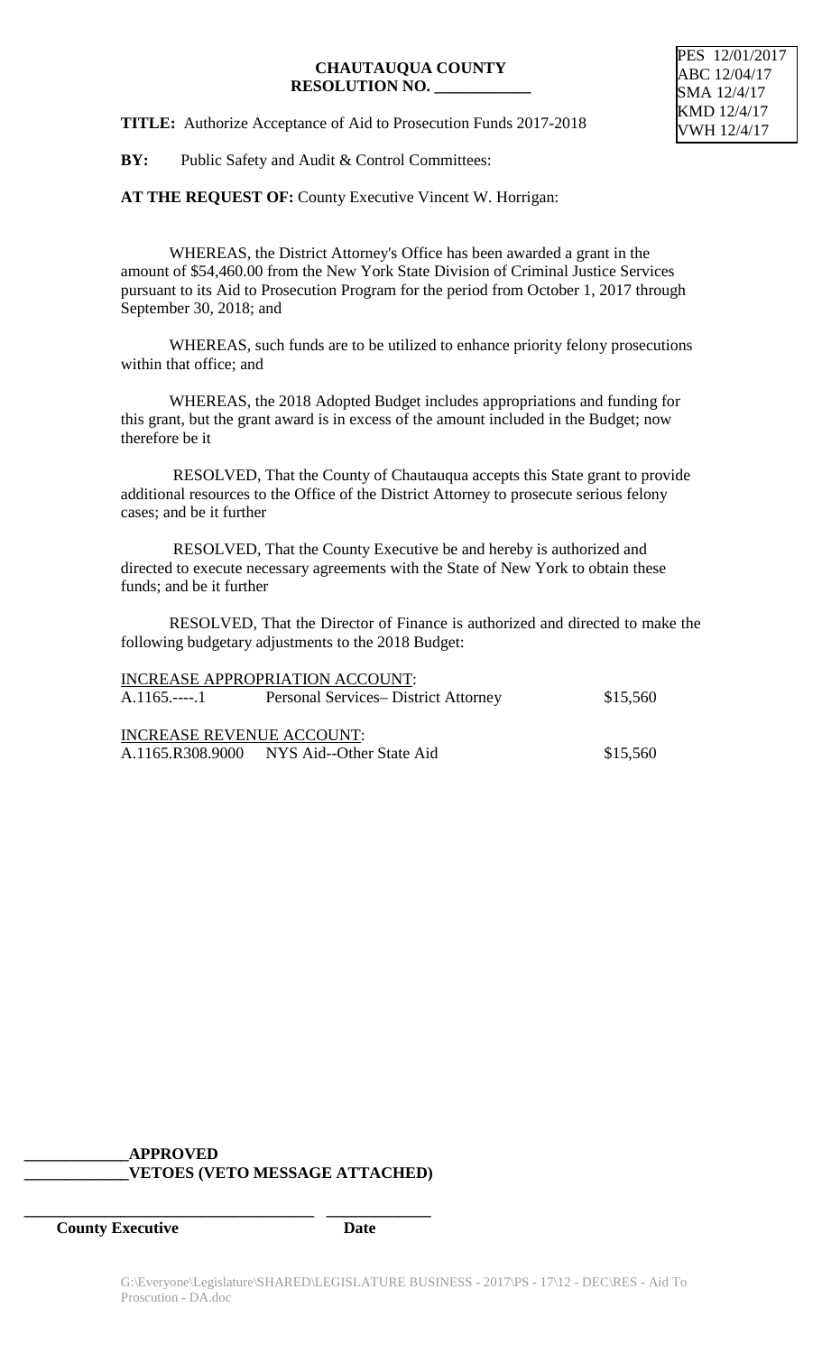PES 12/01/2017
ABC 12/04/17
SMA 12/4/17
KMD 12/4/17
VWH 12/4/17

**CHAUTAUQUA COUNTY**
**RESOLUTION NO. \_\_\_\_\_\_\_\_\_\_\_\_**

**TITLE:** Authorize Acceptance of Aid to Prosecution Funds 2017-2018

**BY:** Public Safety and Audit & Control Committees:

**AT THE REQUEST OF:** County Executive Vincent W. Horrigan:

WHEREAS, the District Attorney's Office has been awarded a grant in the amount of $54,460.00 from the New York State Division of Criminal Justice Services pursuant to its Aid to Prosecution Program for the period from October 1, 2017 through September 30, 2018; and

WHEREAS, such funds are to be utilized to enhance priority felony prosecutions within that office; and

WHEREAS, the 2018 Adopted Budget includes appropriations and funding for this grant, but the grant award is in excess of the amount included in the Budget; now therefore be it

RESOLVED, That the County of Chautauqua accepts this State grant to provide additional resources to the Office of the District Attorney to prosecute serious felony cases; and be it further

RESOLVED, That the County Executive be and hereby is authorized and directed to execute necessary agreements with the State of New York to obtain these funds; and be it further

RESOLVED, That the Director of Finance is authorized and directed to make the following budgetary adjustments to the 2018 Budget:

| | | |
|---|---|---|
| INCREASE APPROPRIATION ACCOUNT: | | |
| A.1165.----.1 | Personal Services– District Attorney | $15,560 |
| INCREASE REVENUE ACCOUNT: | | |
| A.1165.R308.9000 | NYS Aid--Other State Aid | $15,560 |

**\_\_\_\_\_\_\_\_\_\_\_\_\_APPROVED**
**\_\_\_\_\_\_\_\_\_\_\_\_\_VETOES (VETO MESSAGE ATTACHED)**

\_\_\_\_\_\_\_\_\_\_\_\_\_\_\_\_\_\_\_\_\_\_\_\_\_\_\_\_\_\_\_\_\_\_\_\_\_ \_\_\_\_\_\_\_\_\_\_\_\_\_\_

**County Executive** **Date**

G:\Everyone\Legislature\SHARED\LEGISLATURE BUSINESS - 2017\PS - 17\12 - DEC\RES - Aid To Proscution - DA.doc